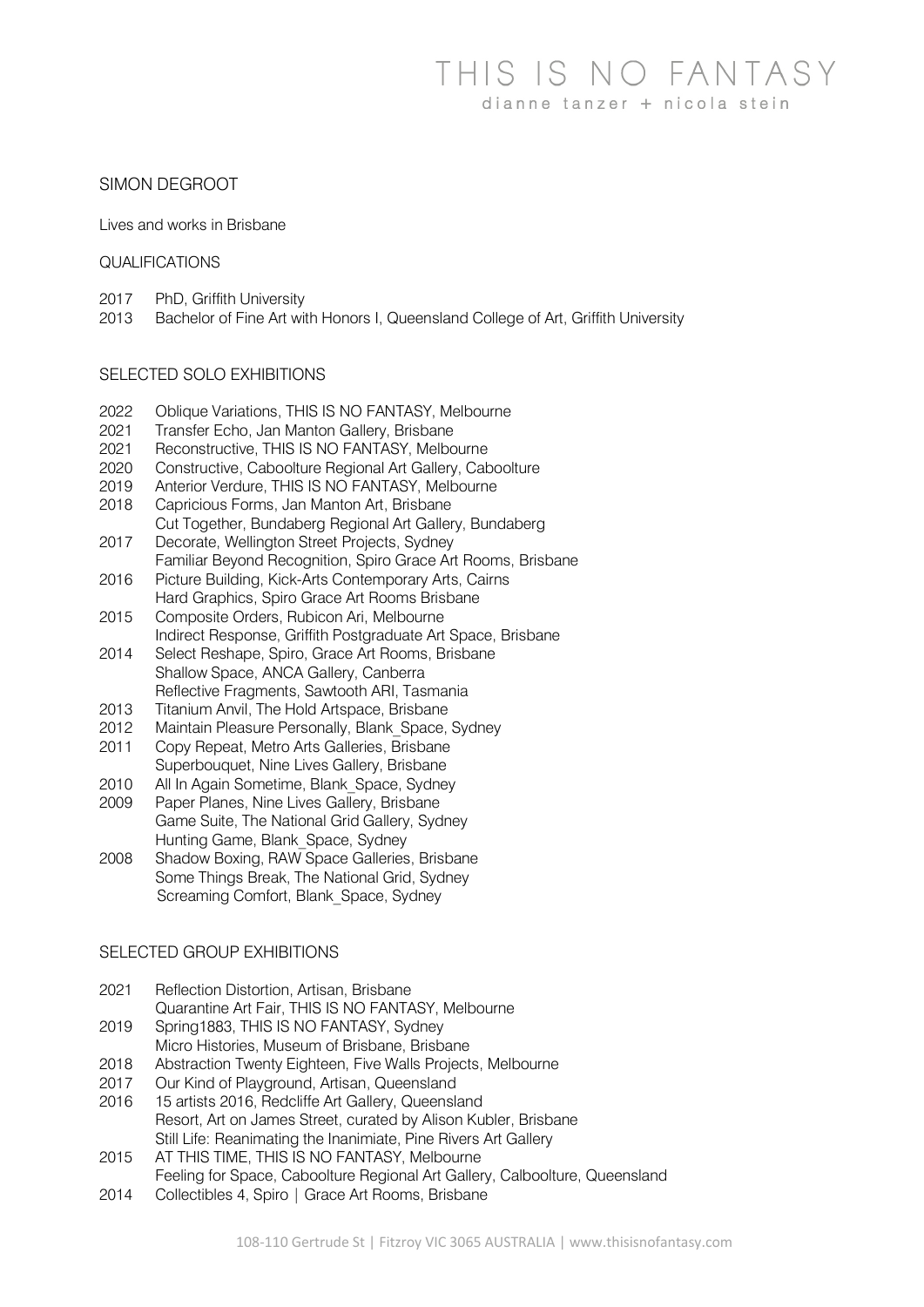# THIS IS NO FANTASY

dianne tanzer + nicola stein

SIMON DEGROOT

Lives and works in Brisbane

## QUALIFICATIONS

2017 PhD, Griffith University
2013 Bachelor of Fine Art with Honors I, Queensland College of Art, Griffith University

## SELECTED SOLO EXHIBITIONS

2022 Oblique Variations, THIS IS NO FANTASY, Melbourne
2021 Transfer Echo, Jan Manton Gallery, Brisbane
2021 Reconstructive, THIS IS NO FANTASY, Melbourne
2020 Constructive, Caboolture Regional Art Gallery, Caboolture
2019 Anterior Verdure, THIS IS NO FANTASY, Melbourne
2018 Capricious Forms, Jan Manton Art, Brisbane
Cut Together, Bundaberg Regional Art Gallery, Bundaberg
2017 Decorate, Wellington Street Projects, Sydney
Familiar Beyond Recognition, Spiro Grace Art Rooms, Brisbane
2016 Picture Building, Kick-Arts Contemporary Arts, Cairns
Hard Graphics, Spiro Grace Art Rooms Brisbane
2015 Composite Orders, Rubicon Ari, Melbourne
Indirect Response, Griffith Postgraduate Art Space, Brisbane
2014 Select Reshape, Spiro, Grace Art Rooms, Brisbane
Shallow Space, ANCA Gallery, Canberra
Reflective Fragments, Sawtooth ARI, Tasmania
2013 Titanium Anvil, The Hold Artspace, Brisbane
2012 Maintain Pleasure Personally, Blank_Space, Sydney
2011 Copy Repeat, Metro Arts Galleries, Brisbane
Superbouquet, Nine Lives Gallery, Brisbane
2010 All In Again Sometime, Blank_Space, Sydney
2009 Paper Planes, Nine Lives Gallery, Brisbane
Game Suite, The National Grid Gallery, Sydney
Hunting Game, Blank_Space, Sydney
2008 Shadow Boxing, RAW Space Galleries, Brisbane
Some Things Break, The National Grid, Sydney
Screaming Comfort, Blank_Space, Sydney

## SELECTED GROUP EXHIBITIONS

2021 Reflection Distortion, Artisan, Brisbane
Quarantine Art Fair, THIS IS NO FANTASY, Melbourne
2019 Spring1883, THIS IS NO FANTASY, Sydney
Micro Histories, Museum of Brisbane, Brisbane
2018 Abstraction Twenty Eighteen, Five Walls Projects, Melbourne
2017 Our Kind of Playground, Artisan, Queensland
2016 15 artists 2016, Redcliffe Art Gallery, Queensland
Resort, Art on James Street, curated by Alison Kubler, Brisbane
Still Life: Reanimating the Inanimiate, Pine Rivers Art Gallery
2015 AT THIS TIME, THIS IS NO FANTASY, Melbourne
Feeling for Space, Caboolture Regional Art Gallery, Calboolture, Queensland
2014 Collectibles 4, Spiro | Grace Art Rooms, Brisbane

108-110 Gertrude St | Fitzroy VIC 3065 AUSTRALIA | www.thisisnofantasy.com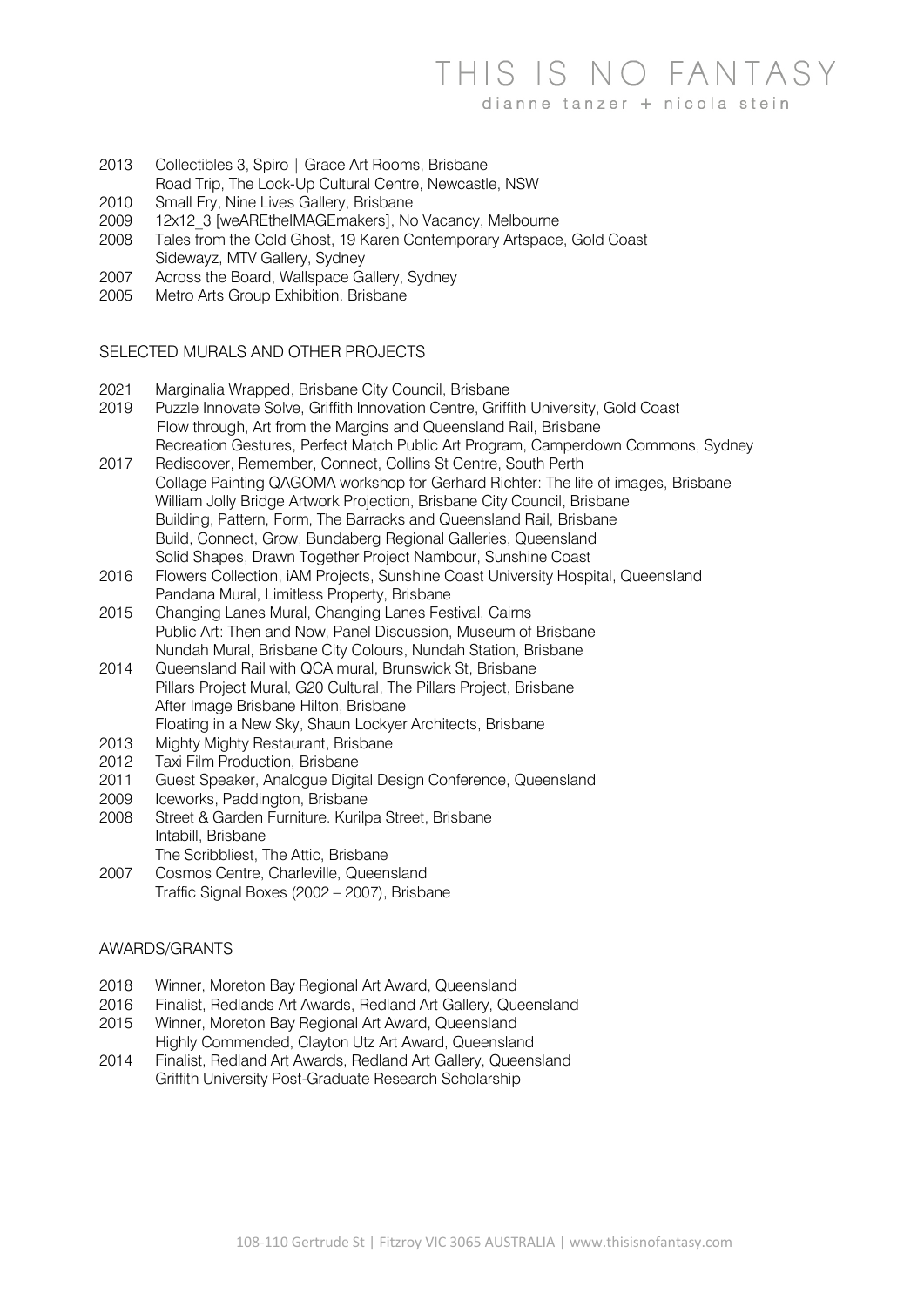2013 Collectibles 3, Spiro | Grace Art Rooms, Brisbane
Road Trip, The Lock-Up Cultural Centre, Newcastle, NSW
2010 Small Fry, Nine Lives Gallery, Brisbane
2009 12x12_3 [weAREtheIMAGEmakers], No Vacancy, Melbourne
2008 Tales from the Cold Ghost, 19 Karen Contemporary Artspace, Gold Coast
Sidewayz, MTV Gallery, Sydney
2007 Across the Board, Wallspace Gallery, Sydney
2005 Metro Arts Group Exhibition. Brisbane

## SELECTED MURALS AND OTHER PROJECTS

2021 Marginalia Wrapped, Brisbane City Council, Brisbane
2019 Puzzle Innovate Solve, Griffith Innovation Centre, Griffith University, Gold Coast
Flow through, Art from the Margins and Queensland Rail, Brisbane
Recreation Gestures, Perfect Match Public Art Program, Camperdown Commons, Sydney
2017 Rediscover, Remember, Connect, Collins St Centre, South Perth
Collage Painting QAGOMA workshop for Gerhard Richter: The life of images, Brisbane
William Jolly Bridge Artwork Projection, Brisbane City Council, Brisbane
Building, Pattern, Form, The Barracks and Queensland Rail, Brisbane
Build, Connect, Grow, Bundaberg Regional Galleries, Queensland
Solid Shapes, Drawn Together Project Nambour, Sunshine Coast
2016 Flowers Collection, iAM Projects, Sunshine Coast University Hospital, Queensland
Pandana Mural, Limitless Property, Brisbane
2015 Changing Lanes Mural, Changing Lanes Festival, Cairns
Public Art: Then and Now, Panel Discussion, Museum of Brisbane
Nundah Mural, Brisbane City Colours, Nundah Station, Brisbane
2014 Queensland Rail with QCA mural, Brunswick St, Brisbane
Pillars Project Mural, G20 Cultural, The Pillars Project, Brisbane
After Image Brisbane Hilton, Brisbane
Floating in a New Sky, Shaun Lockyer Architects, Brisbane
2013 Mighty Mighty Restaurant, Brisbane
2012 Taxi Film Production, Brisbane
2011 Guest Speaker, Analogue Digital Design Conference, Queensland
2009 Iceworks, Paddington, Brisbane
2008 Street & Garden Furniture. Kurilpa Street, Brisbane
Intabill, Brisbane
The Scribbliest, The Attic, Brisbane
2007 Cosmos Centre, Charleville, Queensland
Traffic Signal Boxes (2002 – 2007), Brisbane

## AWARDS/GRANTS

2018 Winner, Moreton Bay Regional Art Award, Queensland
2016 Finalist, Redlands Art Awards, Redland Art Gallery, Queensland
2015 Winner, Moreton Bay Regional Art Award, Queensland
Highly Commended, Clayton Utz Art Award, Queensland
2014 Finalist, Redland Art Awards, Redland Art Gallery, Queensland
Griffith University Post-Graduate Research Scholarship